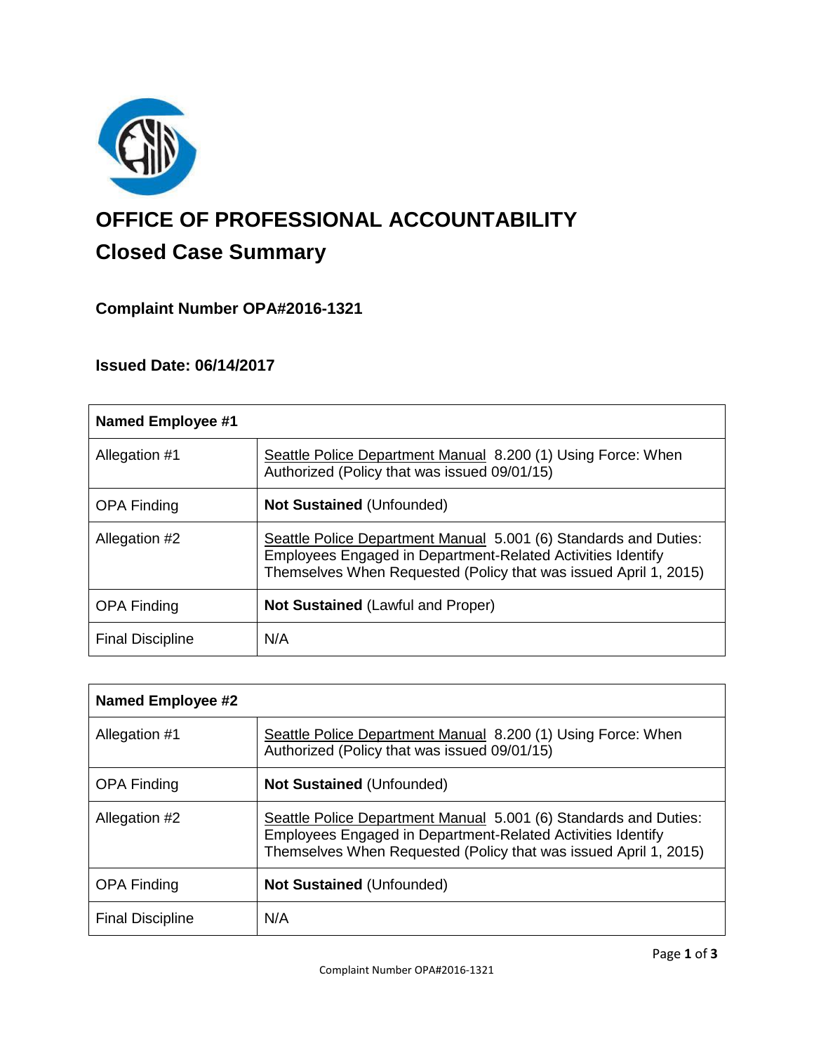# OFFICE OF PROFESSIONAL ACCOUNTABILITY

## Closed Case Summary

### Complaint Number OPA#2016-1321

### Issued Date: 06/14/2017

| **Named Employee #1** | |
|---|---|
| Allegation #1 | Seattle Police Department Manual 8.200 (1) Using Force: When Authorized (Policy that was issued 09/01/15) |
| OPA Finding | **Not Sustained** (Unfounded) |
| Allegation #2 | Seattle Police Department Manual 5.001 (6) Standards and Duties: Employees Engaged in Department-Related Activities Identify Themselves When Requested (Policy that was issued April 1, 2015) |
| OPA Finding | **Not Sustained** (Lawful and Proper) |
| Final Discipline | N/A |

| **Named Employee #2** | |
|---|---|
| Allegation #1 | Seattle Police Department Manual 8.200 (1) Using Force: When Authorized (Policy that was issued 09/01/15) |
| OPA Finding | **Not Sustained** (Unfounded) |
| Allegation #2 | Seattle Police Department Manual 5.001 (6) Standards and Duties: Employees Engaged in Department-Related Activities Identify Themselves When Requested (Policy that was issued April 1, 2015) |
| OPA Finding | **Not Sustained** (Unfounded) |
| Final Discipline | N/A |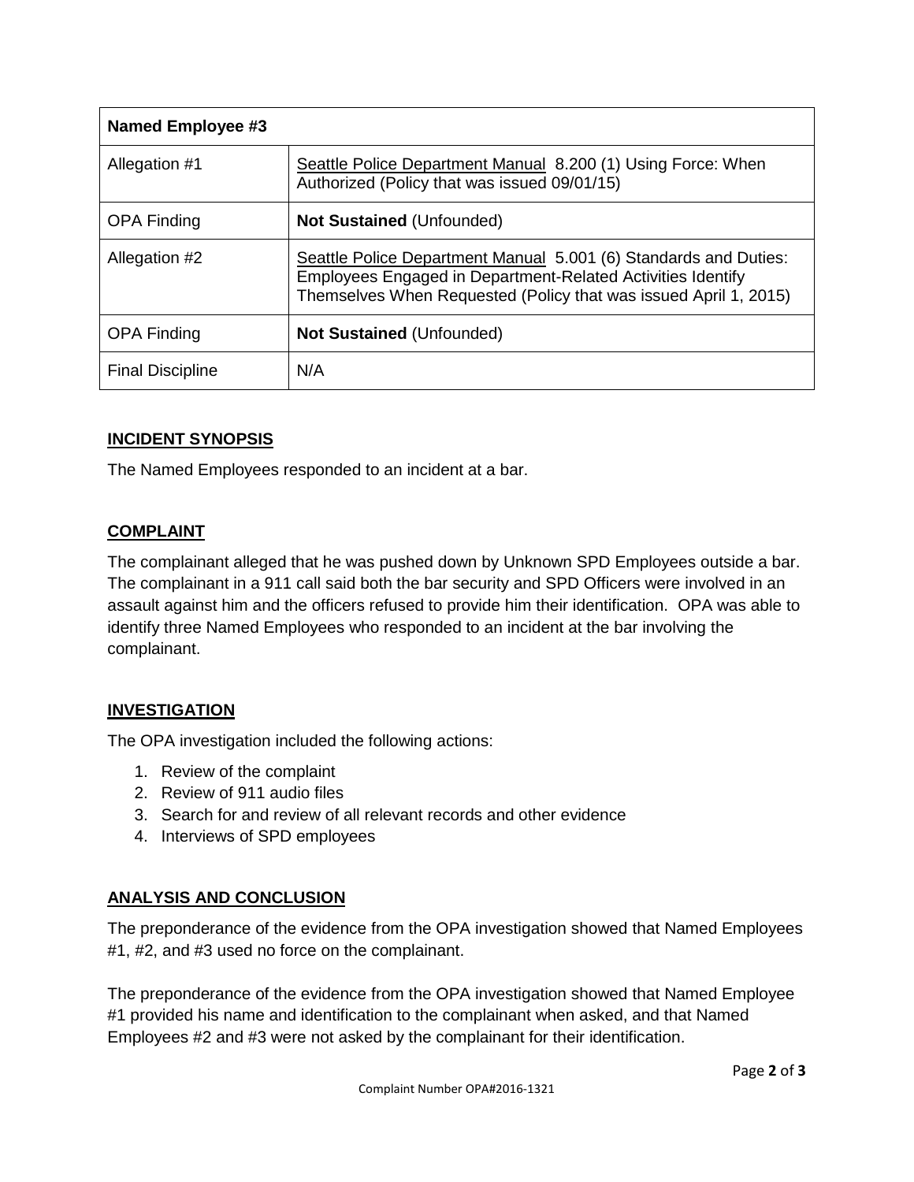| Named Employee #3 | |
|---|---|
| Allegation #1 | Seattle Police Department Manual 8.200 (1) Using Force: When Authorized (Policy that was issued 09/01/15) |
| OPA Finding | **Not Sustained** (Unfounded) |
| Allegation #2 | Seattle Police Department Manual 5.001 (6) Standards and Duties: Employees Engaged in Department-Related Activities Identify Themselves When Requested (Policy that was issued April 1, 2015) |
| OPA Finding | **Not Sustained** (Unfounded) |
| Final Discipline | N/A |

## INCIDENT SYNOPSIS

The Named Employees responded to an incident at a bar.

## COMPLAINT

The complainant alleged that he was pushed down by Unknown SPD Employees outside a bar. The complainant in a 911 call said both the bar security and SPD Officers were involved in an assault against him and the officers refused to provide him their identification. OPA was able to identify three Named Employees who responded to an incident at the bar involving the complainant.

## INVESTIGATION

The OPA investigation included the following actions:

1. Review of the complaint
2. Review of 911 audio files
3. Search for and review of all relevant records and other evidence
4. Interviews of SPD employees

## ANALYSIS AND CONCLUSION

The preponderance of the evidence from the OPA investigation showed that Named Employees #1, #2, and #3 used no force on the complainant.

The preponderance of the evidence from the OPA investigation showed that Named Employee #1 provided his name and identification to the complainant when asked, and that Named Employees #2 and #3 were not asked by the complainant for their identification.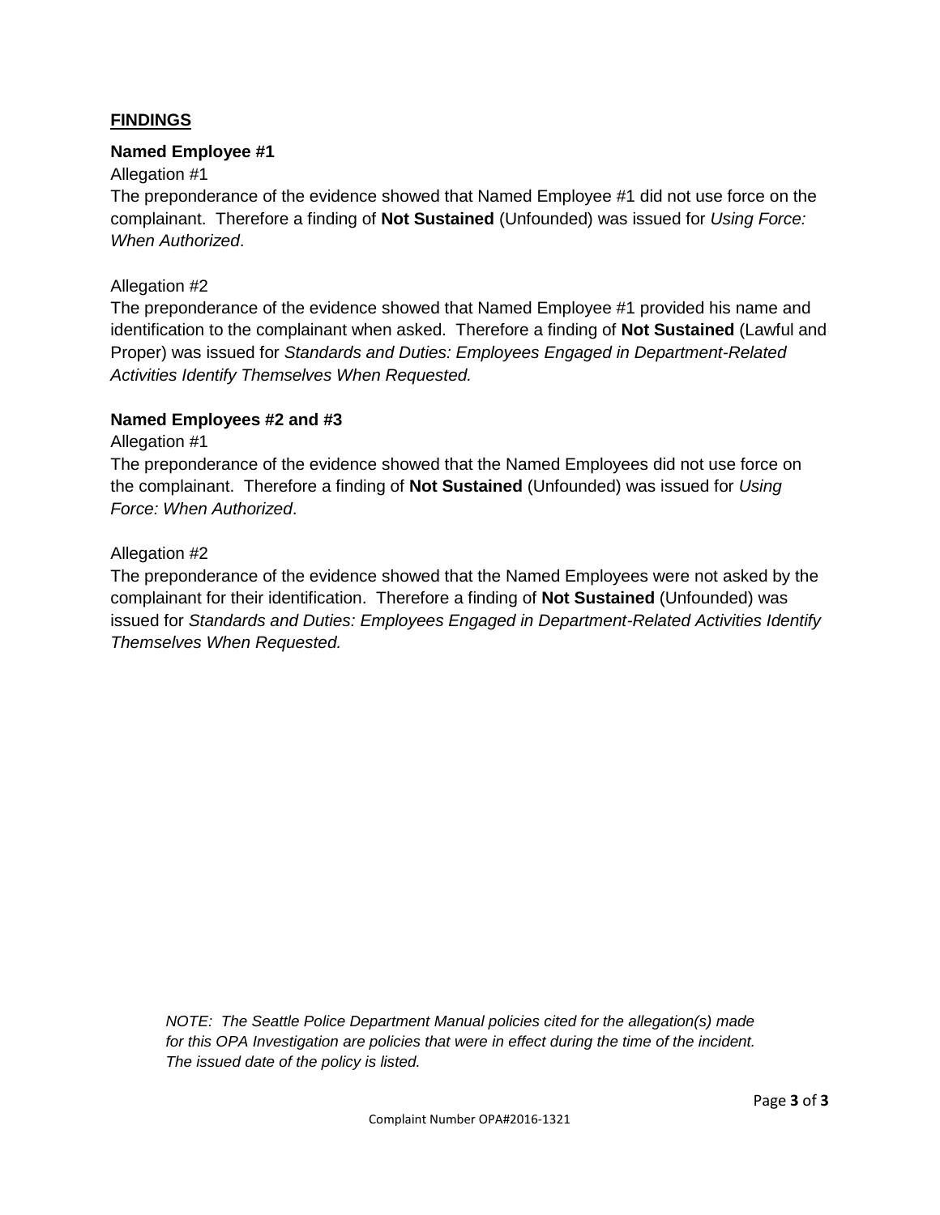## FINDINGS

**Named Employee #1**

Allegation #1

The preponderance of the evidence showed that Named Employee #1 did not use force on the complainant. Therefore a finding of **Not Sustained** (Unfounded) was issued for *Using Force: When Authorized*.

Allegation #2

The preponderance of the evidence showed that Named Employee #1 provided his name and identification to the complainant when asked. Therefore a finding of **Not Sustained** (Lawful and Proper) was issued for *Standards and Duties: Employees Engaged in Department-Related Activities Identify Themselves When Requested.*

**Named Employees #2 and #3**

Allegation #1

The preponderance of the evidence showed that the Named Employees did not use force on the complainant. Therefore a finding of **Not Sustained** (Unfounded) was issued for *Using Force: When Authorized*.

Allegation #2

The preponderance of the evidence showed that the Named Employees were not asked by the complainant for their identification. Therefore a finding of **Not Sustained** (Unfounded) was issued for *Standards and Duties: Employees Engaged in Department-Related Activities Identify Themselves When Requested.*

*NOTE: The Seattle Police Department Manual policies cited for the allegation(s) made for this OPA Investigation are policies that were in effect during the time of the incident. The issued date of the policy is listed.*

Complaint Number OPA#2016-1321